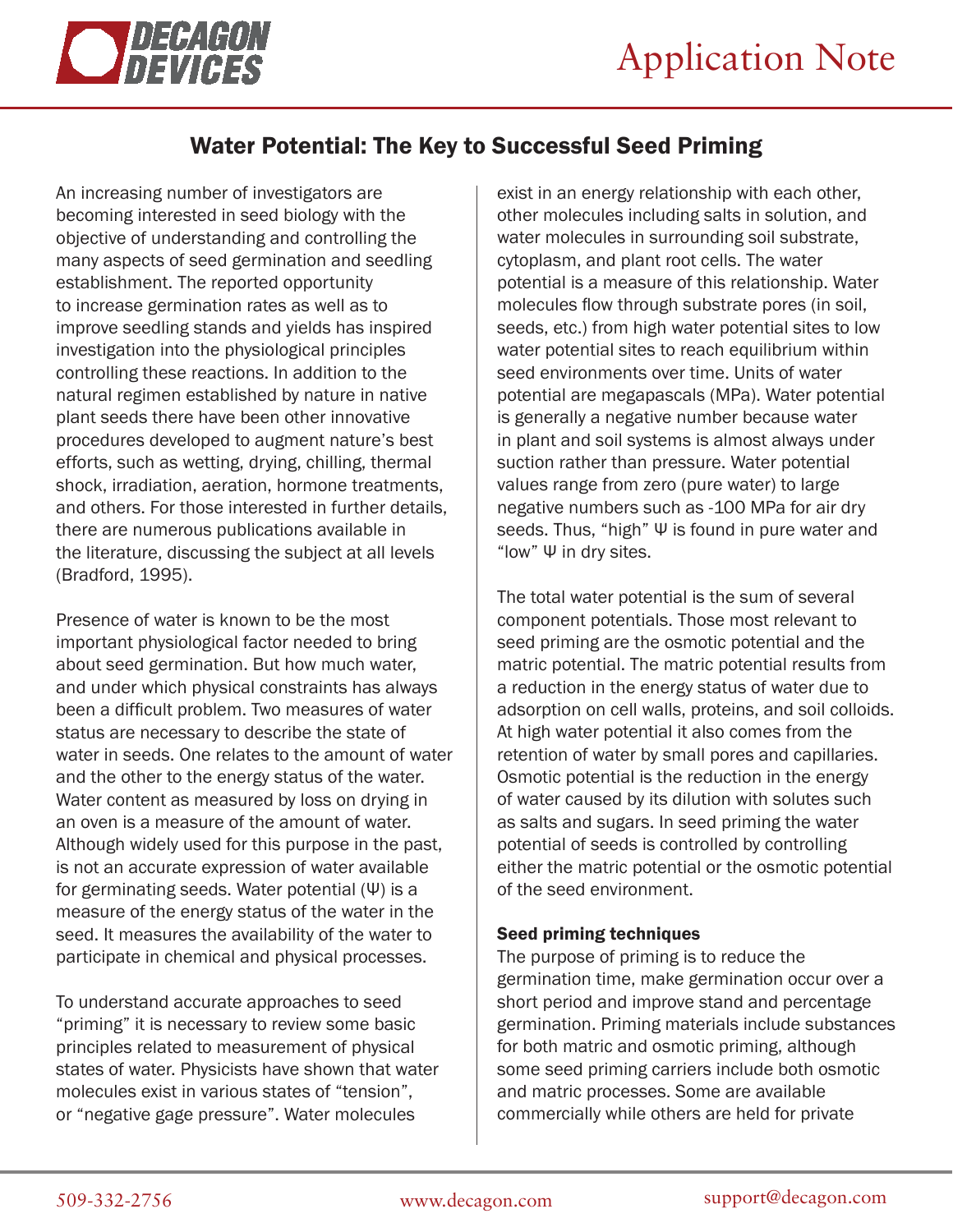# Water Potential: The Key to Successful Seed Priming

An increasing number of investigators are becoming interested in seed biology with the objective of understanding and controlling the many aspects of seed germination and seedling establishment. The reported opportunity to increase germination rates as well as to improve seedling stands and yields has inspired investigation into the physiological principles controlling these reactions. In addition to the natural regimen established by nature in native plant seeds there have been other innovative procedures developed to augment nature's best efforts, such as wetting, drying, chilling, thermal shock, irradiation, aeration, hormone treatments, and others. For those interested in further details, there are numerous publications available in the literature, discussing the subject at all levels (Bradford, 1995).

Presence of water is known to be the most important physiological factor needed to bring about seed germination. But how much water, and under which physical constraints has always been a difficult problem. Two measures of water status are necessary to describe the state of water in seeds. One relates to the amount of water and the other to the energy status of the water. Water content as measured by loss on drying in an oven is a measure of the amount of water. Although widely used for this purpose in the past, is not an accurate expression of water available for germinating seeds. Water potential ($\Psi$) is a measure of the energy status of the water in the seed. It measures the availability of the water to participate in chemical and physical processes.

To understand accurate approaches to seed "priming" it is necessary to review some basic principles related to measurement of physical states of water. Physicists have shown that water molecules exist in various states of "tension", or "negative gage pressure". Water molecules exist in an energy relationship with each other, other molecules including salts in solution, and water molecules in surrounding soil substrate, cytoplasm, and plant root cells. The water potential is a measure of this relationship. Water molecules flow through substrate pores (in soil, seeds, etc.) from high water potential sites to low water potential sites to reach equilibrium within seed environments over time. Units of water potential are megapascals (MPa). Water potential is generally a negative number because water in plant and soil systems is almost always under suction rather than pressure. Water potential values range from zero (pure water) to large negative numbers such as -100 MPa for air dry seeds. Thus, "high" $\Psi$ is found in pure water and "low" $\Psi$ in dry sites.

The total water potential is the sum of several component potentials. Those most relevant to seed priming are the osmotic potential and the matric potential. The matric potential results from a reduction in the energy status of water due to adsorption on cell walls, proteins, and soil colloids. At high water potential it also comes from the retention of water by small pores and capillaries. Osmotic potential is the reduction in the energy of water caused by its dilution with solutes such as salts and sugars. In seed priming the water potential of seeds is controlled by controlling either the matric potential or the osmotic potential of the seed environment.

**Seed priming techniques**

The purpose of priming is to reduce the germination time, make germination occur over a short period and improve stand and percentage germination. Priming materials include substances for both matric and osmotic priming, although some seed priming carriers include both osmotic and matric processes. Some are available commercially while others are held for private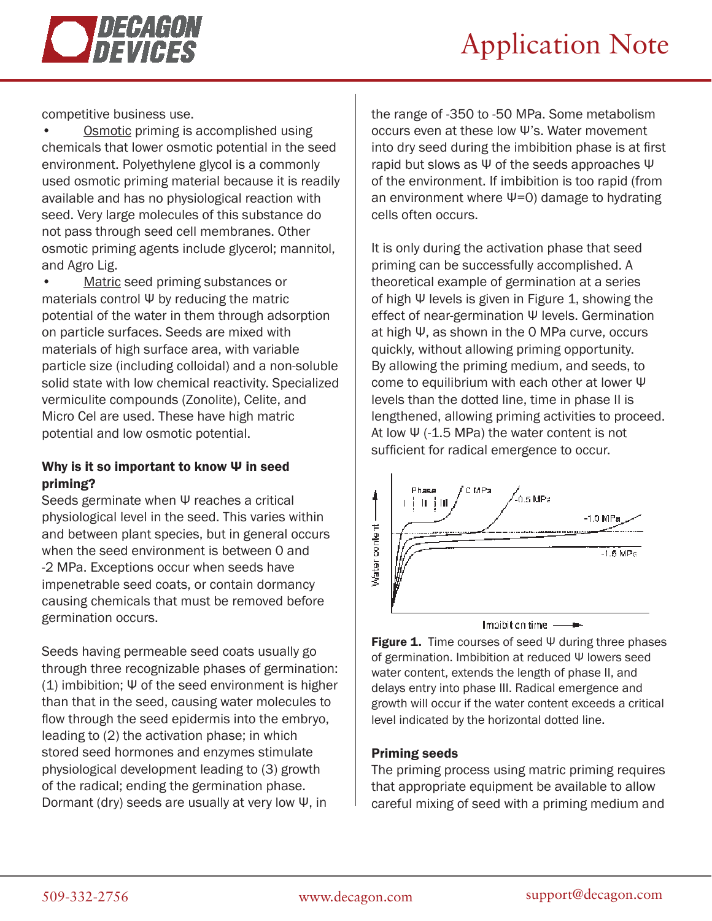competitive business use.

- <u>Osmotic</u> priming is accomplished using chemicals that lower osmotic potential in the seed environment. Polyethylene glycol is a commonly used osmotic priming material because it is readily available and has no physiological reaction with seed. Very large molecules of this substance do not pass through seed cell membranes. Other osmotic priming agents include glycerol; mannitol, and Agro Lig.
- <u>Matric</u> seed priming substances or materials control Ψ by reducing the matric potential of the water in them through adsorption on particle surfaces. Seeds are mixed with materials of high surface area, with variable particle size (including colloidal) and a non-soluble solid state with low chemical reactivity. Specialized vermiculite compounds (Zonolite), Celite, and Micro Cel are used. These have high matric potential and low osmotic potential.

**Why is it so important to know Ψ in seed priming?**

Seeds germinate when Ψ reaches a critical physiological level in the seed. This varies within and between plant species, but in general occurs when the seed environment is between 0 and -2 MPa. Exceptions occur when seeds have impenetrable seed coats, or contain dormancy causing chemicals that must be removed before germination occurs.

Seeds having permeable seed coats usually go through three recognizable phases of germination: (1) imbibition; Ψ of the seed environment is higher than that in the seed, causing water molecules to flow through the seed epidermis into the embryo, leading to (2) the activation phase; in which stored seed hormones and enzymes stimulate physiological development leading to (3) growth of the radical; ending the germination phase. Dormant (dry) seeds are usually at very low Ψ, in the range of -350 to -50 MPa. Some metabolism occurs even at these low Ψ's. Water movement into dry seed during the imbibition phase is at first rapid but slows as Ψ of the seeds approaches Ψ of the environment. If imbibition is too rapid (from an environment where Ψ=0) damage to hydrating cells often occurs.

It is only during the activation phase that seed priming can be successfully accomplished. A theoretical example of germination at a series of high Ψ levels is given in Figure 1, showing the effect of near-germination Ψ levels. Germination at high Ψ, as shown in the 0 MPa curve, occurs quickly, without allowing priming opportunity. By allowing the priming medium, and seeds, to come to equilibrium with each other at lower Ψ levels than the dotted line, time in phase II is lengthened, allowing priming activities to proceed. At low Ψ (-1.5 MPa) the water content is not sufficient for radical emergence to occur.

Phase
I II III
0 MPa
-0.5 MPa
-1.0 MPa
-1.5 MPa
Water content
Imbibition time

**Figure 1.** Time courses of seed Ψ during three phases of germination. Imbibition at reduced Ψ lowers seed water content, extends the length of phase II, and delays entry into phase III. Radical emergence and growth will occur if the water content exceeds a critical level indicated by the horizontal dotted line.

**Priming seeds**

The priming process using matric priming requires that appropriate equipment be available to allow careful mixing of seed with a priming medium and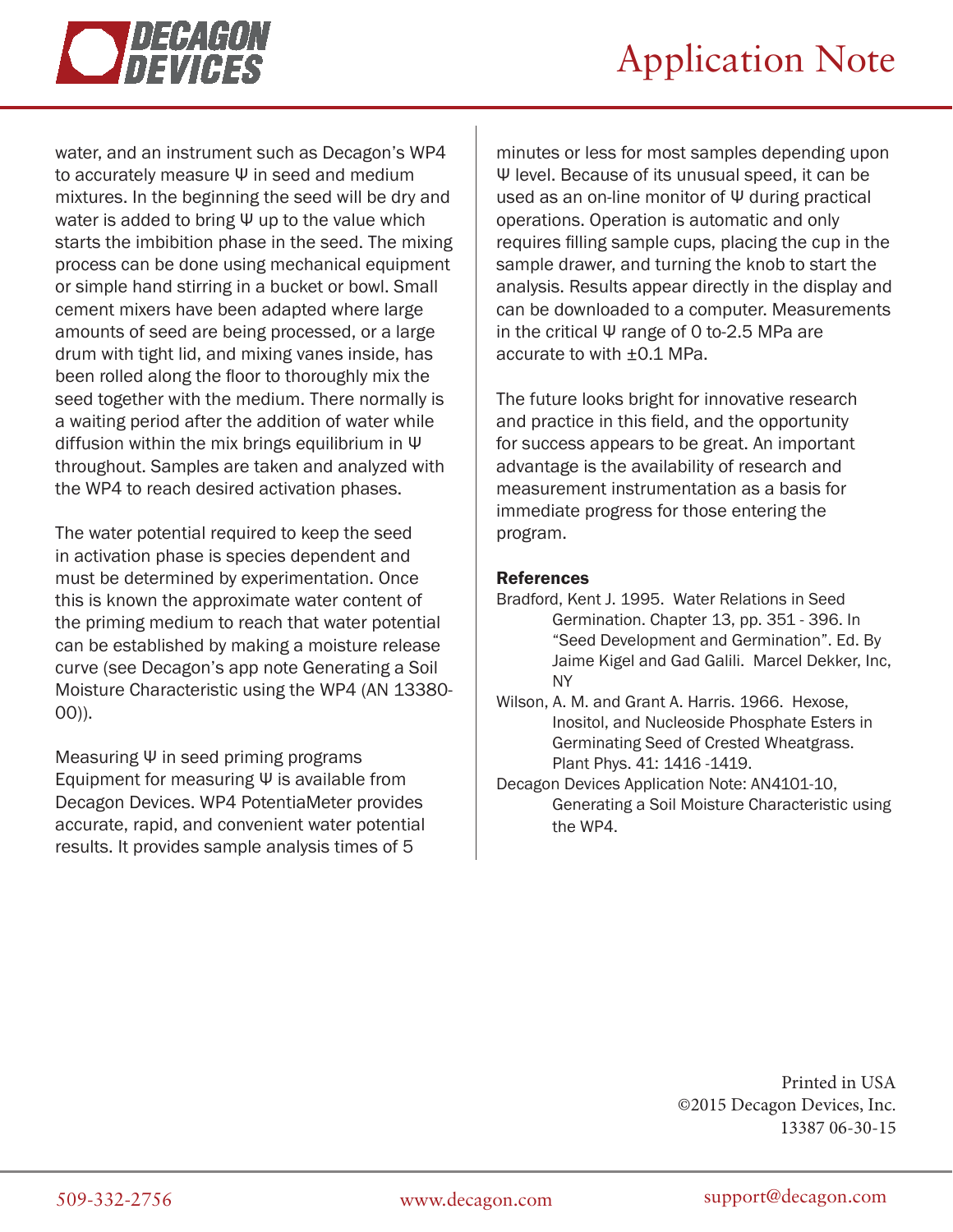water, and an instrument such as Decagon's WP4 to accurately measure Ψ in seed and medium mixtures. In the beginning the seed will be dry and water is added to bring Ψ up to the value which starts the imbibition phase in the seed. The mixing process can be done using mechanical equipment or simple hand stirring in a bucket or bowl. Small cement mixers have been adapted where large amounts of seed are being processed, or a large drum with tight lid, and mixing vanes inside, has been rolled along the floor to thoroughly mix the seed together with the medium. There normally is a waiting period after the addition of water while diffusion within the mix brings equilibrium in Ψ throughout. Samples are taken and analyzed with the WP4 to reach desired activation phases.

The water potential required to keep the seed in activation phase is species dependent and must be determined by experimentation. Once this is known the approximate water content of the priming medium to reach that water potential can be established by making a moisture release curve (see Decagon's app note Generating a Soil Moisture Characteristic using the WP4 (AN 13380-00)).

Measuring Ψ in seed priming programs
Equipment for measuring Ψ is available from Decagon Devices. WP4 PotentiaMeter provides accurate, rapid, and convenient water potential results. It provides sample analysis times of 5 minutes or less for most samples depending upon Ψ level. Because of its unusual speed, it can be used as an on-line monitor of Ψ during practical operations. Operation is automatic and only requires filling sample cups, placing the cup in the sample drawer, and turning the knob to start the analysis. Results appear directly in the display and can be downloaded to a computer. Measurements in the critical Ψ range of 0 to-2.5 MPa are accurate to with ±0.1 MPa.

The future looks bright for innovative research and practice in this field, and the opportunity for success appears to be great. An important advantage is the availability of research and measurement instrumentation as a basis for immediate progress for those entering the program.

## References

Bradford, Kent J. 1995. Water Relations in Seed Germination. Chapter 13, pp. 351 - 396. In "Seed Development and Germination". Ed. By Jaime Kigel and Gad Galili. Marcel Dekker, Inc, NY

Wilson, A. M. and Grant A. Harris. 1966. Hexose, Inositol, and Nucleoside Phosphate Esters in Germinating Seed of Crested Wheatgrass. Plant Phys. 41: 1416 -1419.

Decagon Devices Application Note: AN4101-10, Generating a Soil Moisture Characteristic using the WP4.

Printed in USA
©2015 Decagon Devices, Inc.
13387 06-30-15